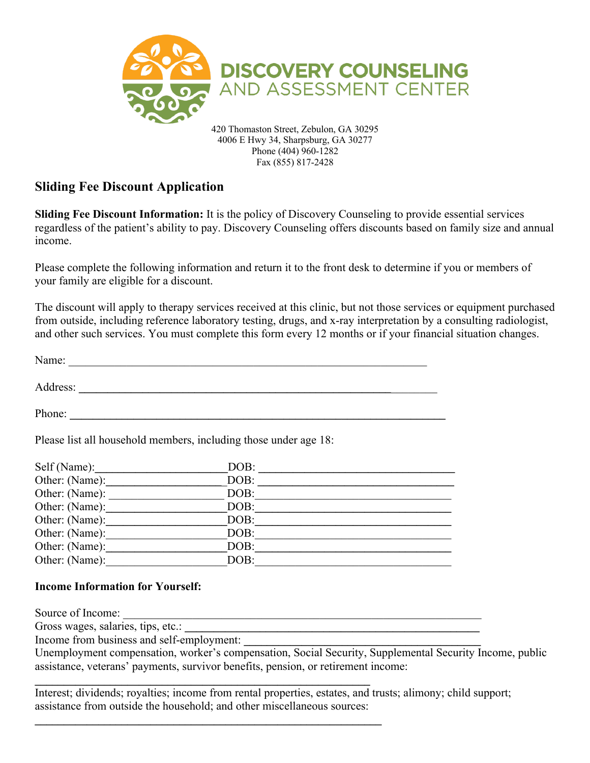DISCOVERY COUNSELING AND ASSESSMENT CENTER

420 Thomaston Street, Zebulon, GA 30295
4006 E Hwy 34, Sharpsburg, GA 30277
Phone (404) 960-1282
Fax (855) 817-2428

## Sliding Fee Discount Application

**Sliding Fee Discount Information:** It is the policy of Discovery Counseling to provide essential services regardless of the patient's ability to pay. Discovery Counseling offers discounts based on family size and annual income.

Please complete the following information and return it to the front desk to determine if you or members of your family are eligible for a discount.

The discount will apply to therapy services received at this clinic, but not those services or equipment purchased from outside, including reference laboratory testing, drugs, and x-ray interpretation by a consulting radiologist, and other such services. You must complete this form every 12 months or if your financial situation changes.

Name: ________________________________________________________________

Address: ________________________________________________________________

Phone: ________________________________________________________________

Please list all household members, including those under age 18:

Self (Name):______________________DOB: ________________________________
Other: (Name):____________________DOB: ________________________________
Other: (Name): ___________________DOB:_________________________________
Other: (Name):____________________DOB:_________________________________
Other: (Name):____________________DOB:_________________________________
Other: (Name):____________________DOB:_________________________________
Other: (Name):____________________DOB:_________________________________
Other: (Name):____________________DOB:_________________________________

**Income Information for Yourself:**

Source of Income: ________________________________________________________________
Gross wages, salaries, tips, etc.: ________________________________________________________
Income from business and self-employment: _________________________________________
Unemployment compensation, worker's compensation, Social Security, Supplemental Security Income, public assistance, veterans' payments, survivor benefits, pension, or retirement income:

________________________________________________________________

Interest; dividends; royalties; income from rental properties, estates, and trusts; alimony; child support; assistance from outside the household; and other miscellaneous sources:

________________________________________________________________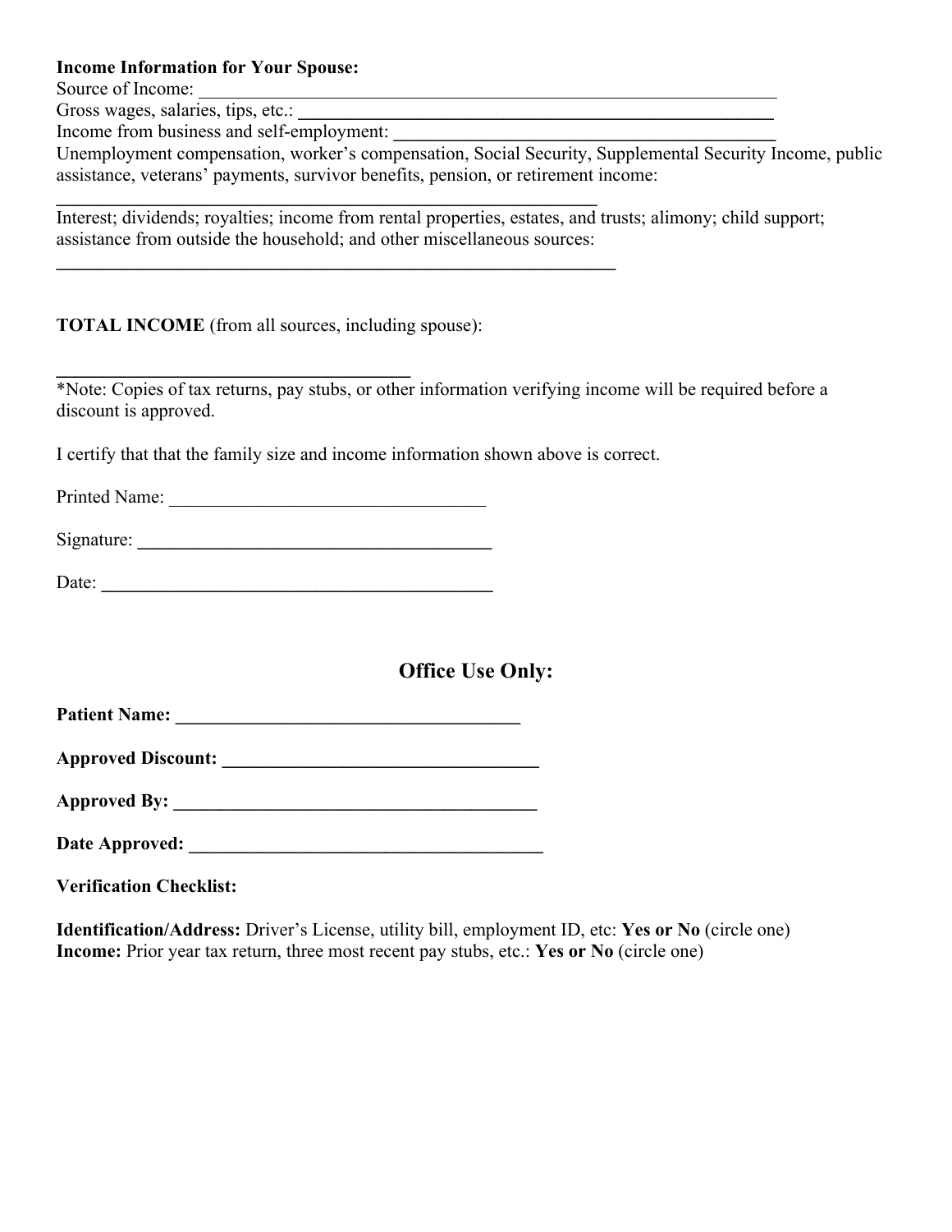**Income Information for Your Spouse:**

Source of Income: ___________________________________________________________

Gross wages, salaries, tips, etc.: ____________________________________________________

Income from business and self-employment: __________________________________________

Unemployment compensation, worker's compensation, Social Security, Supplemental Security Income, public assistance, veterans' payments, survivor benefits, pension, or retirement income:

_____________________________________________________________

Interest; dividends; royalties; income from rental properties, estates, and trusts; alimony; child support; assistance from outside the household; and other miscellaneous sources:

_______________________________________________________________

**TOTAL INCOME** (from all sources, including spouse):

________________________________________

*Note: Copies of tax returns, pay stubs, or other information verifying income will be required before a discount is approved.

I certify that that the family size and income information shown above is correct.

Printed Name: ____________________________________

Signature: ________________________________________

Date: ____________________________________________

## Office Use Only:

**Patient Name:** ______________________________________

**Approved Discount:** ___________________________________

**Approved By:** _________________________________________

**Date Approved:** _______________________________________

**Verification Checklist:**

**Identification/Address:** Driver's License, utility bill, employment ID, etc: **Yes or No** (circle one)
**Income:** Prior year tax return, three most recent pay stubs, etc.: **Yes or No** (circle one)